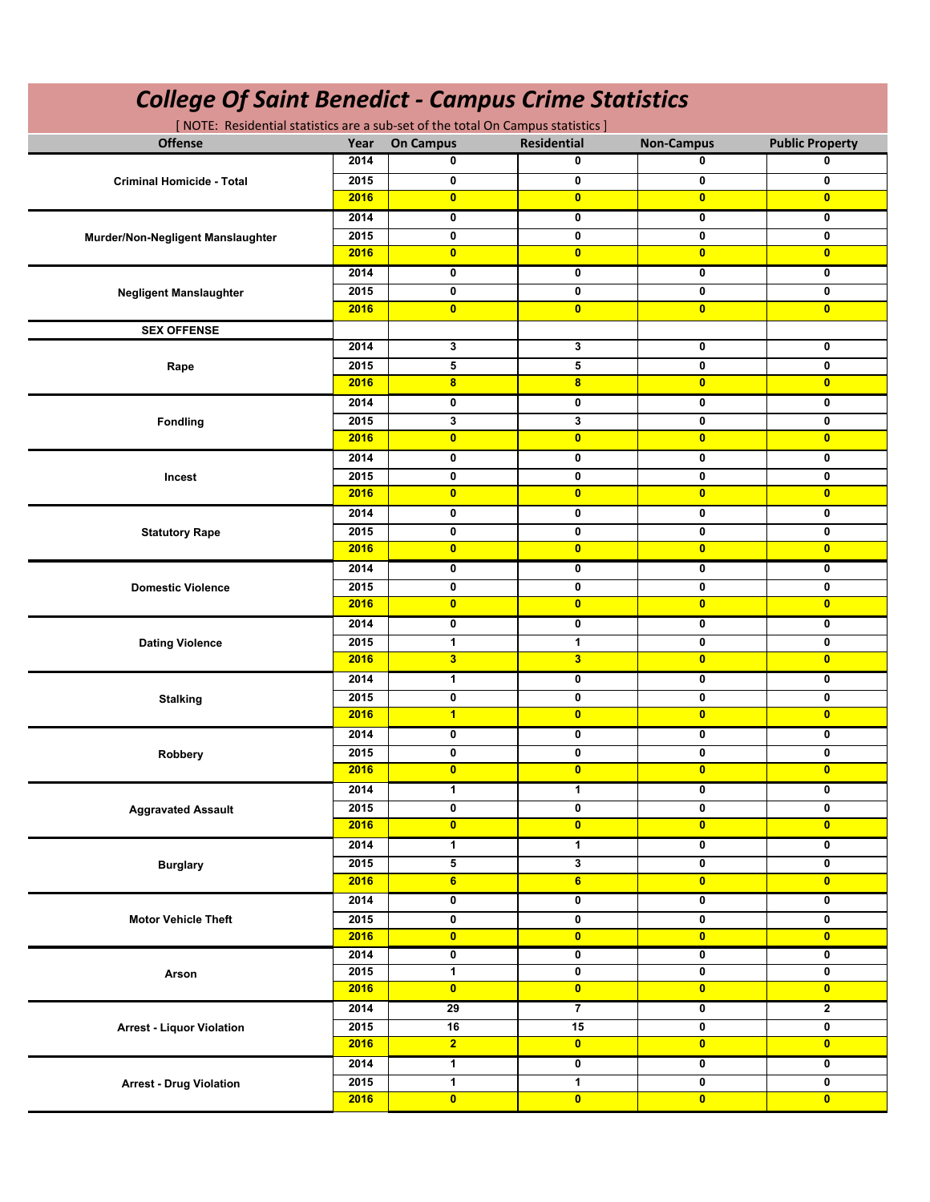# *College Of Saint Benedict - Campus Crime Statistics*

[ NOTE: Residential statistics are a sub-set of the total On Campus statistics ]

| Offense | Year | On Campus | Residential | Non-Campus | Public Property |
|---|---|---|---|---|---|
| Criminal Homicide - Total | 2014 | 0 | 0 | 0 | 0 |
| | 2015 | 0 | 0 | 0 | 0 |
| | 2016 | 0 | 0 | 0 | 0 |
| Murder/Non-Negligent Manslaughter | 2014 | 0 | 0 | 0 | 0 |
| | 2015 | 0 | 0 | 0 | 0 |
| | 2016 | 0 | 0 | 0 | 0 |
| Negligent Manslaughter | 2014 | 0 | 0 | 0 | 0 |
| | 2015 | 0 | 0 | 0 | 0 |
| | 2016 | 0 | 0 | 0 | 0 |
| SEX OFFENSE | | | | | |
| Rape | 2014 | 3 | 3 | 0 | 0 |
| | 2015 | 5 | 5 | 0 | 0 |
| | 2016 | 8 | 8 | 0 | 0 |
| Fondling | 2014 | 0 | 0 | 0 | 0 |
| | 2015 | 3 | 3 | 0 | 0 |
| | 2016 | 0 | 0 | 0 | 0 |
| Incest | 2014 | 0 | 0 | 0 | 0 |
| | 2015 | 0 | 0 | 0 | 0 |
| | 2016 | 0 | 0 | 0 | 0 |
| Statutory Rape | 2014 | 0 | 0 | 0 | 0 |
| | 2015 | 0 | 0 | 0 | 0 |
| | 2016 | 0 | 0 | 0 | 0 |
| Domestic Violence | 2014 | 0 | 0 | 0 | 0 |
| | 2015 | 0 | 0 | 0 | 0 |
| | 2016 | 0 | 0 | 0 | 0 |
| Dating Violence | 2014 | 0 | 0 | 0 | 0 |
| | 2015 | 1 | 1 | 0 | 0 |
| | 2016 | 3 | 3 | 0 | 0 |
| Stalking | 2014 | 1 | 0 | 0 | 0 |
| | 2015 | 0 | 0 | 0 | 0 |
| | 2016 | 1 | 0 | 0 | 0 |
| Robbery | 2014 | 0 | 0 | 0 | 0 |
| | 2015 | 0 | 0 | 0 | 0 |
| | 2016 | 0 | 0 | 0 | 0 |
| Aggravated Assault | 2014 | 1 | 1 | 0 | 0 |
| | 2015 | 0 | 0 | 0 | 0 |
| | 2016 | 0 | 0 | 0 | 0 |
| Burglary | 2014 | 1 | 1 | 0 | 0 |
| | 2015 | 5 | 3 | 0 | 0 |
| | 2016 | 6 | 6 | 0 | 0 |
| Motor Vehicle Theft | 2014 | 0 | 0 | 0 | 0 |
| | 2015 | 0 | 0 | 0 | 0 |
| | 2016 | 0 | 0 | 0 | 0 |
| Arson | 2014 | 0 | 0 | 0 | 0 |
| | 2015 | 1 | 0 | 0 | 0 |
| | 2016 | 0 | 0 | 0 | 0 |
| Arrest - Liquor Violation | 2014 | 29 | 7 | 0 | 2 |
| | 2015 | 16 | 15 | 0 | 0 |
| | 2016 | 2 | 0 | 0 | 0 |
| Arrest - Drug Violation | 2014 | 1 | 0 | 0 | 0 |
| | 2015 | 1 | 1 | 0 | 0 |
| | 2016 | 0 | 0 | 0 | 0 |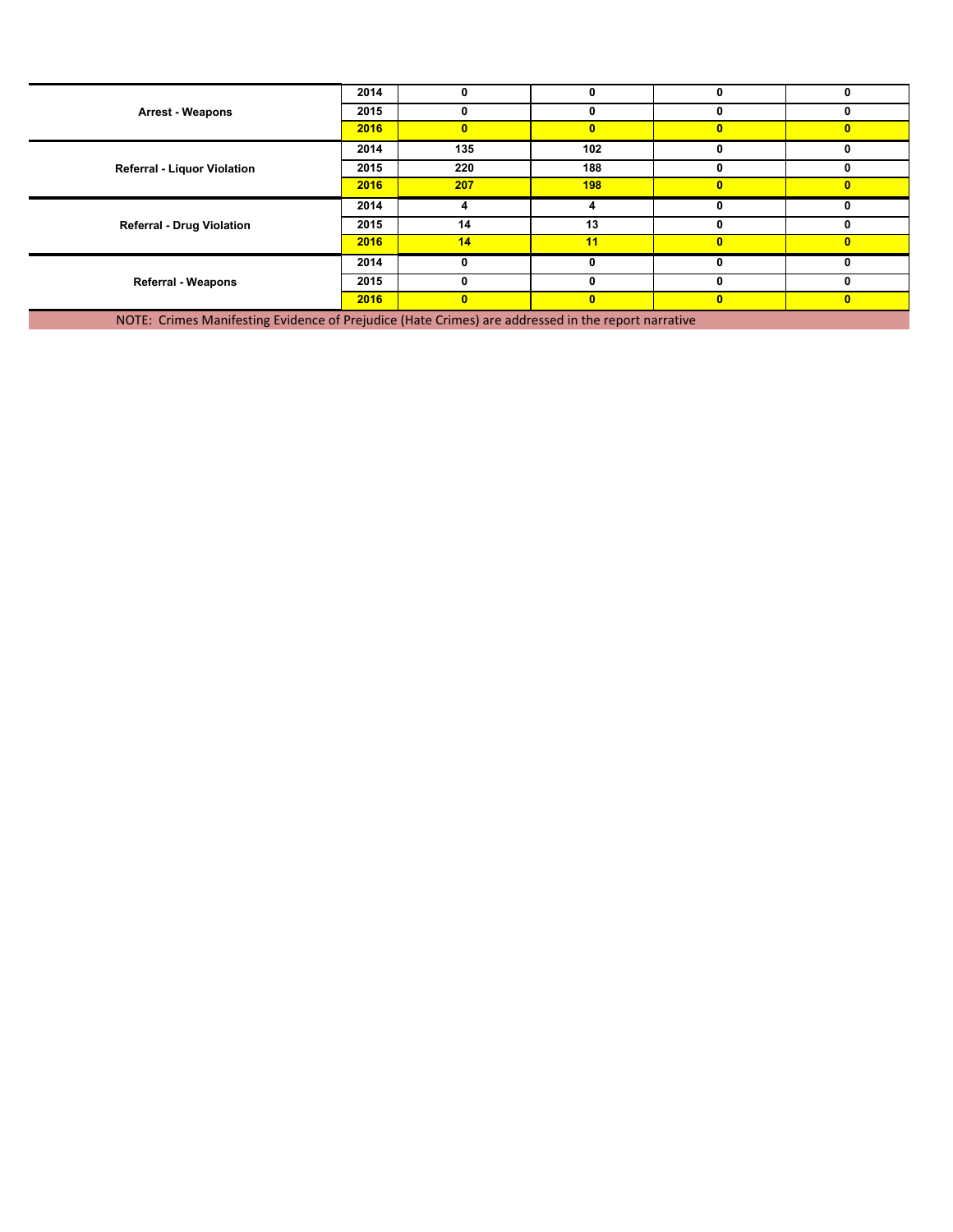| | | | | | |
|---|---|---|---|---|---|
| Arrest - Weapons | 2014 | 0 | 0 | 0 | 0 |
| | 2015 | 0 | 0 | 0 | 0 |
| | 2016 | 0 | 0 | 0 | 0 |
| Referral - Liquor Violation | 2014 | 135 | 102 | 0 | 0 |
| | 2015 | 220 | 188 | 0 | 0 |
| | 2016 | 207 | 198 | 0 | 0 |
| Referral - Drug Violation | 2014 | 4 | 4 | 0 | 0 |
| | 2015 | 14 | 13 | 0 | 0 |
| | 2016 | 14 | 11 | 0 | 0 |
| Referral - Weapons | 2014 | 0 | 0 | 0 | 0 |
| | 2015 | 0 | 0 | 0 | 0 |
| | 2016 | 0 | 0 | 0 | 0 |

NOTE: Crimes Manifesting Evidence of Prejudice (Hate Crimes) are addressed in the report narrative